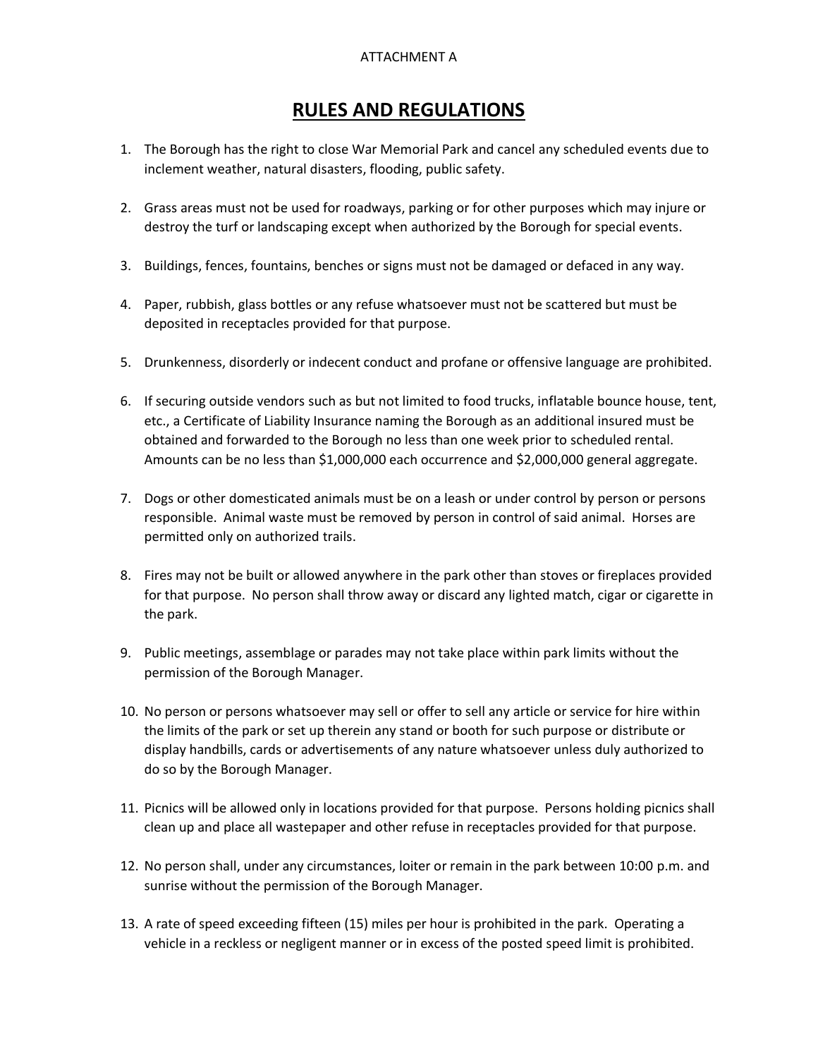ATTACHMENT A

# RULES AND REGULATIONS

1. The Borough has the right to close War Memorial Park and cancel any scheduled events due to inclement weather, natural disasters, flooding, public safety.

2. Grass areas must not be used for roadways, parking or for other purposes which may injure or destroy the turf or landscaping except when authorized by the Borough for special events.

3. Buildings, fences, fountains, benches or signs must not be damaged or defaced in any way.

4. Paper, rubbish, glass bottles or any refuse whatsoever must not be scattered but must be deposited in receptacles provided for that purpose.

5. Drunkenness, disorderly or indecent conduct and profane or offensive language are prohibited.

6. If securing outside vendors such as but not limited to food trucks, inflatable bounce house, tent, etc., a Certificate of Liability Insurance naming the Borough as an additional insured must be obtained and forwarded to the Borough no less than one week prior to scheduled rental. Amounts can be no less than $1,000,000 each occurrence and $2,000,000 general aggregate.

7. Dogs or other domesticated animals must be on a leash or under control by person or persons responsible. Animal waste must be removed by person in control of said animal. Horses are permitted only on authorized trails.

8. Fires may not be built or allowed anywhere in the park other than stoves or fireplaces provided for that purpose. No person shall throw away or discard any lighted match, cigar or cigarette in the park.

9. Public meetings, assemblage or parades may not take place within park limits without the permission of the Borough Manager.

10. No person or persons whatsoever may sell or offer to sell any article or service for hire within the limits of the park or set up therein any stand or booth for such purpose or distribute or display handbills, cards or advertisements of any nature whatsoever unless duly authorized to do so by the Borough Manager.

11. Picnics will be allowed only in locations provided for that purpose. Persons holding picnics shall clean up and place all wastepaper and other refuse in receptacles provided for that purpose.

12. No person shall, under any circumstances, loiter or remain in the park between 10:00 p.m. and sunrise without the permission of the Borough Manager.

13. A rate of speed exceeding fifteen (15) miles per hour is prohibited in the park. Operating a vehicle in a reckless or negligent manner or in excess of the posted speed limit is prohibited.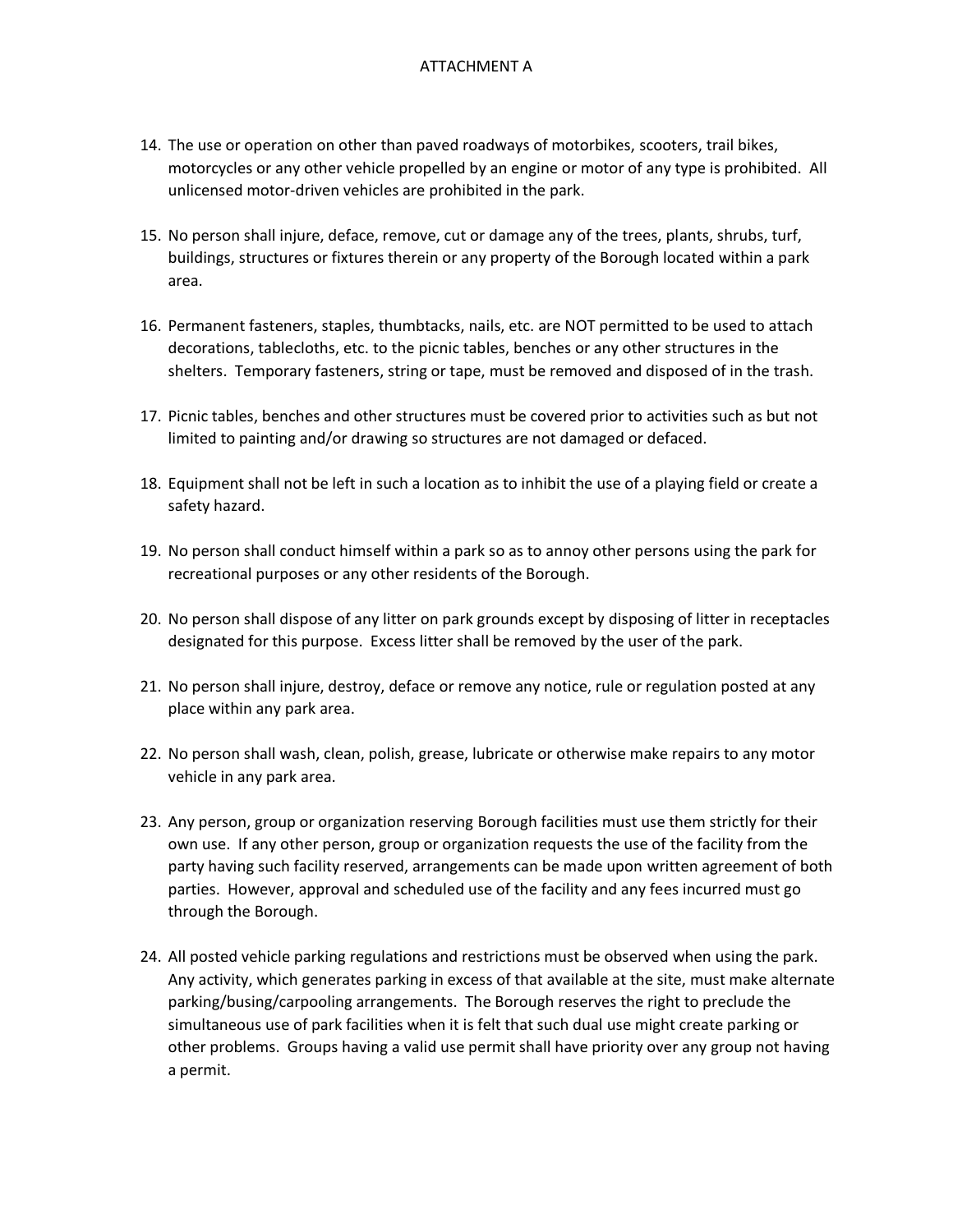ATTACHMENT A

14. The use or operation on other than paved roadways of motorbikes, scooters, trail bikes, motorcycles or any other vehicle propelled by an engine or motor of any type is prohibited. All unlicensed motor-driven vehicles are prohibited in the park.

15. No person shall injure, deface, remove, cut or damage any of the trees, plants, shrubs, turf, buildings, structures or fixtures therein or any property of the Borough located within a park area.

16. Permanent fasteners, staples, thumbtacks, nails, etc. are NOT permitted to be used to attach decorations, tablecloths, etc. to the picnic tables, benches or any other structures in the shelters. Temporary fasteners, string or tape, must be removed and disposed of in the trash.

17. Picnic tables, benches and other structures must be covered prior to activities such as but not limited to painting and/or drawing so structures are not damaged or defaced.

18. Equipment shall not be left in such a location as to inhibit the use of a playing field or create a safety hazard.

19. No person shall conduct himself within a park so as to annoy other persons using the park for recreational purposes or any other residents of the Borough.

20. No person shall dispose of any litter on park grounds except by disposing of litter in receptacles designated for this purpose. Excess litter shall be removed by the user of the park.

21. No person shall injure, destroy, deface or remove any notice, rule or regulation posted at any place within any park area.

22. No person shall wash, clean, polish, grease, lubricate or otherwise make repairs to any motor vehicle in any park area.

23. Any person, group or organization reserving Borough facilities must use them strictly for their own use. If any other person, group or organization requests the use of the facility from the party having such facility reserved, arrangements can be made upon written agreement of both parties. However, approval and scheduled use of the facility and any fees incurred must go through the Borough.

24. All posted vehicle parking regulations and restrictions must be observed when using the park. Any activity, which generates parking in excess of that available at the site, must make alternate parking/busing/carpooling arrangements. The Borough reserves the right to preclude the simultaneous use of park facilities when it is felt that such dual use might create parking or other problems. Groups having a valid use permit shall have priority over any group not having a permit.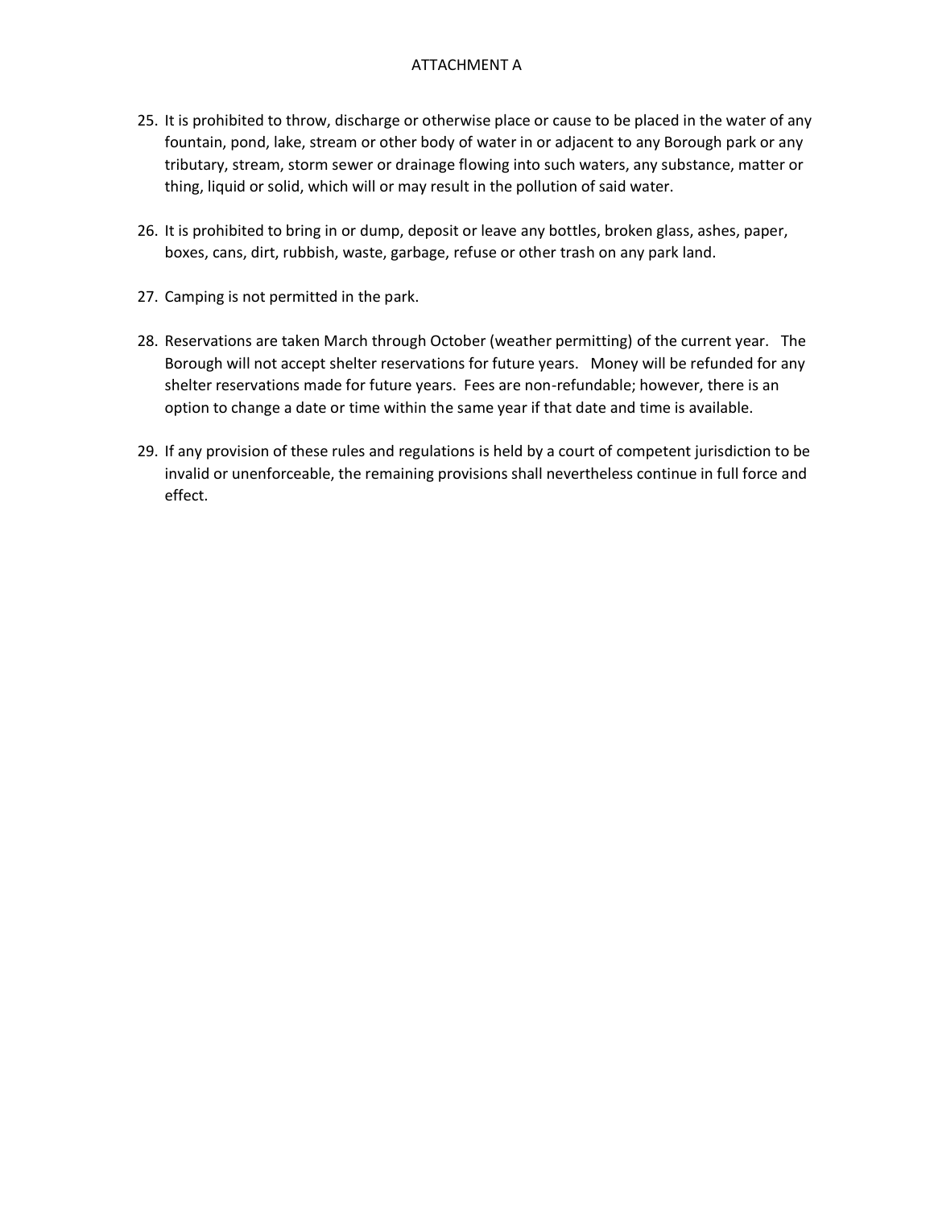ATTACHMENT A

25. It is prohibited to throw, discharge or otherwise place or cause to be placed in the water of any fountain, pond, lake, stream or other body of water in or adjacent to any Borough park or any tributary, stream, storm sewer or drainage flowing into such waters, any substance, matter or thing, liquid or solid, which will or may result in the pollution of said water.

26. It is prohibited to bring in or dump, deposit or leave any bottles, broken glass, ashes, paper, boxes, cans, dirt, rubbish, waste, garbage, refuse or other trash on any park land.

27. Camping is not permitted in the park.

28. Reservations are taken March through October (weather permitting) of the current year. The Borough will not accept shelter reservations for future years. Money will be refunded for any shelter reservations made for future years. Fees are non-refundable; however, there is an option to change a date or time within the same year if that date and time is available.

29. If any provision of these rules and regulations is held by a court of competent jurisdiction to be invalid or unenforceable, the remaining provisions shall nevertheless continue in full force and effect.